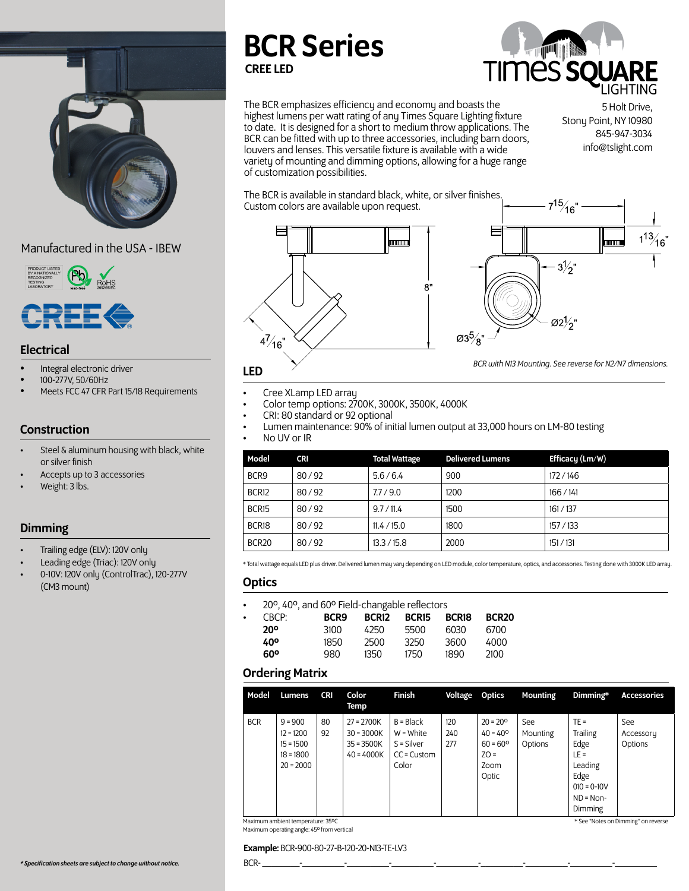# BCR Series

**CREE LED**

TIMES SQUARE LIGHTING

5 Holt Drive,
Stony Point, NY 10980
845-947-3034
info@tslight.com

The BCR emphasizes efficiency and economy and boasts the highest lumens per watt rating of any Times Square Lighting fixture to date. It is designed for a short to medium throw applications. The BCR can be fitted with up to three accessories, including barn doors, louvers and lenses. This versatile fixture is available with a wide variety of mounting and dimming options, allowing for a huge range of customization possibilities.

The BCR is available in standard black, white, or silver finishes. Custom colors are available upon request.

7 15/16" | 1 13/16" | 3 1/2" | 8" | Ø2 1/2" | Ø3 5/8" | 4 7/16"

*BCR with N13 Mounting. See reverse for N2/N7 dimensions.*

Manufactured in the USA - IBEW

## Electrical

- Integral electronic driver
- 100-277V, 50/60Hz
- Meets FCC 47 CFR Part 15/18 Requirements

## Construction

- Steel & aluminum housing with black, white or silver finish
- Accepts up to 3 accessories
- Weight: 3 lbs.

## Dimming

- Trailing edge (ELV): 120V only
- Leading edge (Triac): 120V only
- 0-10V: 120V only (ControlTrac), 120-277V (CM3 mount)

*\* Specification sheets are subject to change without notice.*

## LED

- Cree XLamp LED array
- Color temp options: 2700K, 3000K, 3500K, 4000K
- CRI: 80 standard or 92 optional
- Lumen maintenance: 90% of initial lumen output at 33,000 hours on LM-80 testing
- No UV or IR

| Model | CRI | Total Wattage | Delivered Lumens | Efficacy (Lm/W) |
|---|---|---|---|---|
| BCR9 | 80 / 92 | 5.6 / 6.4 | 900 | 172 / 146 |
| BCR12 | 80 / 92 | 7.7 / 9.0 | 1200 | 166 / 141 |
| BCR15 | 80 / 92 | 9.7 / 11.4 | 1500 | 161 / 137 |
| BCR18 | 80 / 92 | 11.4 / 15.0 | 1800 | 157 / 133 |
| BCR20 | 80 / 92 | 13.3 / 15.8 | 2000 | 151 / 131 |

\* Total wattage equals LED plus driver. Delivered lumen may vary depending on LED module, color temperature, optics, and accessories. Testing done with 3000K LED array.

## Optics

- 20º, 40º, and 60º Field-changable reflectors
- CBCP:

| | BCR9 | BCR12 | BCR15 | BCR18 | BCR20 |
|---|---|---|---|---|---|
| **20º** | 3100 | 4250 | 5500 | 6030 | 6700 |
| **40º** | 1850 | 2500 | 3250 | 3600 | 4000 |
| **60º** | 980 | 1350 | 1750 | 1890 | 2100 |

## Ordering Matrix

| Model | Lumens | CRI | Color Temp | Finish | Voltage | Optics | Mounting | Dimming* | Accessories |
|---|---|---|---|---|---|---|---|---|---|
| BCR | 9 = 900<br>12 = 1200<br>15 = 1500<br>18 = 1800<br>20 = 2000 | 80<br>92 | 27 = 2700K<br>30 = 3000K<br>35 = 3500K<br>40 = 4000K | B = Black<br>W = White<br>S = Silver<br>CC = Custom Color | 120<br>240<br>277 | 20 = 20º<br>40 = 40º<br>60 = 60º<br>ZO = Zoom Optic | See Mounting Options | TE = Trailing Edge<br>LE = Leading Edge<br>010 = 0-10V<br>ND = Non-Dimming | See Accessory Options |

Maximum ambient temperature: 35ºC
Maximum operating angle: 45º from vertical

\* See "Notes on Dimming" on reverse

**Example:** BCR-900-80-27-B-120-20-N13-TE-LV3

BCR-\_\_\_\_\_\_\_\_-\_\_\_\_\_\_\_\_-\_\_\_\_\_\_\_\_-\_\_\_\_\_\_\_\_-\_\_\_\_\_\_\_\_-\_\_\_\_\_\_\_\_-\_\_\_\_\_\_\_\_-\_\_\_\_\_\_\_\_-\_\_\_\_\_\_\_\_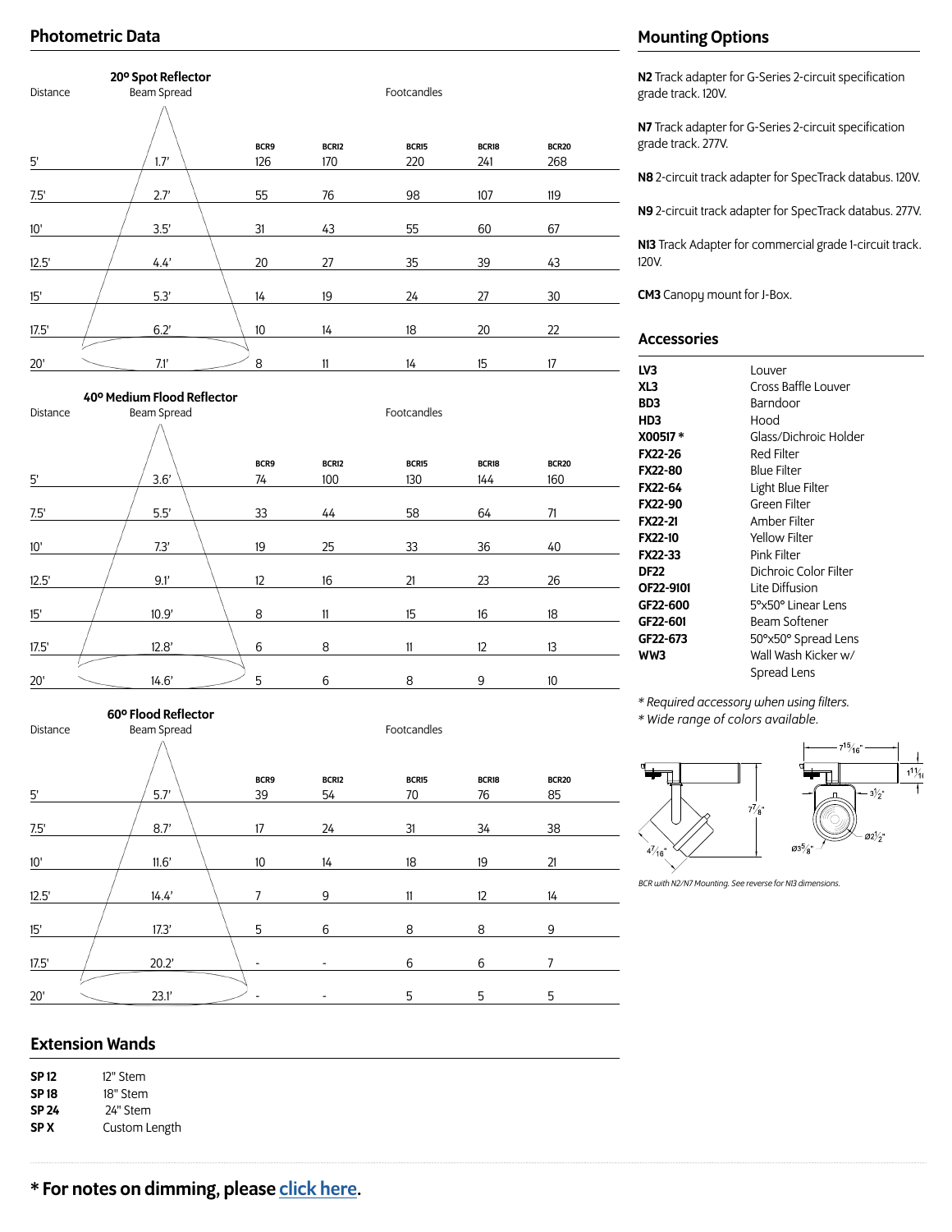## Photometric Data

### 20º Spot Reflector

| Distance | Beam Spread | BCR9 | BCR12 | BCR15 | BCR18 | BCR20 |
|---|---|---|---|---|---|---|
| | | Footcandles | | | | |
| 5' | 1.7' | 126 | 170 | 220 | 241 | 268 |
| 7.5' | 2.7' | 55 | 76 | 98 | 107 | 119 |
| 10' | 3.5' | 31 | 43 | 55 | 60 | 67 |
| 12.5' | 4.4' | 20 | 27 | 35 | 39 | 43 |
| 15' | 5.3' | 14 | 19 | 24 | 27 | 30 |
| 17.5' | 6.2' | 10 | 14 | 18 | 20 | 22 |
| 20' | 7.1' | 8 | 11 | 14 | 15 | 17 |

### 40º Medium Flood Reflector

| Distance | Beam Spread | BCR9 | BCR12 | BCR15 | BCR18 | BCR20 |
|---|---|---|---|---|---|---|
| | | Footcandles | | | | |
| 5' | 3.6' | 74 | 100 | 130 | 144 | 160 |
| 7.5' | 5.5' | 33 | 44 | 58 | 64 | 71 |
| 10' | 7.3' | 19 | 25 | 33 | 36 | 40 |
| 12.5' | 9.1' | 12 | 16 | 21 | 23 | 26 |
| 15' | 10.9' | 8 | 11 | 15 | 16 | 18 |
| 17.5' | 12.8' | 6 | 8 | 11 | 12 | 13 |
| 20' | 14.6' | 5 | 6 | 8 | 9 | 10 |

### 60º Flood Reflector

| Distance | Beam Spread | BCR9 | BCR12 | BCR15 | BCR18 | BCR20 |
|---|---|---|---|---|---|---|
| | | Footcandles | | | | |
| 5' | 5.7' | 39 | 54 | 70 | 76 | 85 |
| 7.5' | 8.7' | 17 | 24 | 31 | 34 | 38 |
| 10' | 11.6' | 10 | 14 | 18 | 19 | 21 |
| 12.5' | 14.4' | 7 | 9 | 11 | 12 | 14 |
| 15' | 17.3' | 5 | 6 | 8 | 8 | 9 |
| 17.5' | 20.2' | - | - | 6 | 6 | 7 |
| 20' | 23.1' | - | - | 5 | 5 | 5 |

## Extension Wands

| | |
|---|---|
| **SP 12** | 12" Stem |
| **SP 18** | 18" Stem |
| **SP 24** | 24" Stem |
| **SP X** | Custom Length |

## Mounting Options

**N2** Track adapter for G-Series 2-circuit specification grade track. 120V.

**N7** Track adapter for G-Series 2-circuit specification grade track. 277V.

**N8** 2-circuit track adapter for SpecTrack databus. 120V.

**N9** 2-circuit track adapter for SpecTrack databus. 277V.

**N13** Track Adapter for commercial grade 1-circuit track. 120V.

**CM3** Canopy mount for J-Box.

## Accessories

| | |
|---|---|
| **LV3** | Louver |
| **XL3** | Cross Baffle Louver |
| **BD3** | Barndoor |
| **HD3** | Hood |
| **X00517 *** | Glass/Dichroic Holder |
| **FX22-26** | Red Filter |
| **FX22-80** | Blue Filter |
| **FX22-64** | Light Blue Filter |
| **FX22-90** | Green Filter |
| **FX22-21** | Amber Filter |
| **FX22-10** | Yellow Filter |
| **FX22-33** | Pink Filter |
| **DF22** | Dichroic Color Filter |
| **OF22-9101** | Lite Diffusion |
| **GF22-600** | 5°x50° Linear Lens |
| **GF22-601** | Beam Softener |
| **GF22-673** | 50°x50° Spread Lens |
| **WW3** | Wall Wash Kicker w/ Spread Lens |

*\* Required accessory when using filters.*
*\* Wide range of colors available.*

7 15/16"
1 11/16"
3 1/2"
7 7/8"
4 7/16"
Ø2 1/2"
Ø3 5/8"

*BCR with N2/N7 Mounting. See reverse for N13 dimensions.*

**\* For notes on dimming, please click here.**